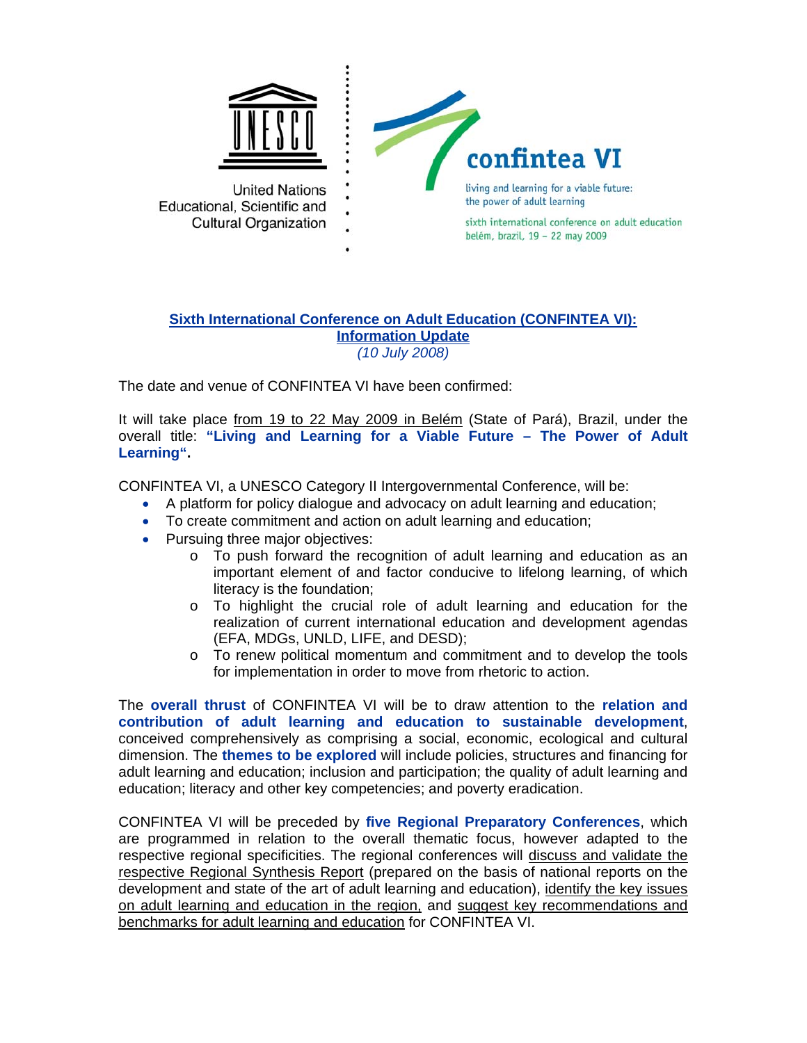United Nations
Educational, Scientific and
Cultural Organization

confintea VI

living and learning for a viable future:
the power of adult learning

sixth international conference on adult education
belém, brazil, 19 – 22 may 2009

# Sixth International Conference on Adult Education (CONFINTEA VI): Information Update

*(10 July 2008)*

The date and venue of CONFINTEA VI have been confirmed:

It will take place from 19 to 22 May 2009 in Belém (State of Pará), Brazil, under the overall title: **"Living and Learning for a Viable Future – The Power of Adult Learning".**

CONFINTEA VI, a UNESCO Category II Intergovernmental Conference, will be:

- A platform for policy dialogue and advocacy on adult learning and education;
- To create commitment and action on adult learning and education;
- Pursuing three major objectives:
  - To push forward the recognition of adult learning and education as an important element of and factor conducive to lifelong learning, of which literacy is the foundation;
  - To highlight the crucial role of adult learning and education for the realization of current international education and development agendas (EFA, MDGs, UNLD, LIFE, and DESD);
  - To renew political momentum and commitment and to develop the tools for implementation in order to move from rhetoric to action.

The **overall thrust** of CONFINTEA VI will be to draw attention to the **relation and contribution of adult learning and education to sustainable development**, conceived comprehensively as comprising a social, economic, ecological and cultural dimension. The **themes to be explored** will include policies, structures and financing for adult learning and education; inclusion and participation; the quality of adult learning and education; literacy and other key competencies; and poverty eradication.

CONFINTEA VI will be preceded by **five Regional Preparatory Conferences**, which are programmed in relation to the overall thematic focus, however adapted to the respective regional specificities. The regional conferences will discuss and validate the respective Regional Synthesis Report (prepared on the basis of national reports on the development and state of the art of adult learning and education), identify the key issues on adult learning and education in the region, and suggest key recommendations and benchmarks for adult learning and education for CONFINTEA VI.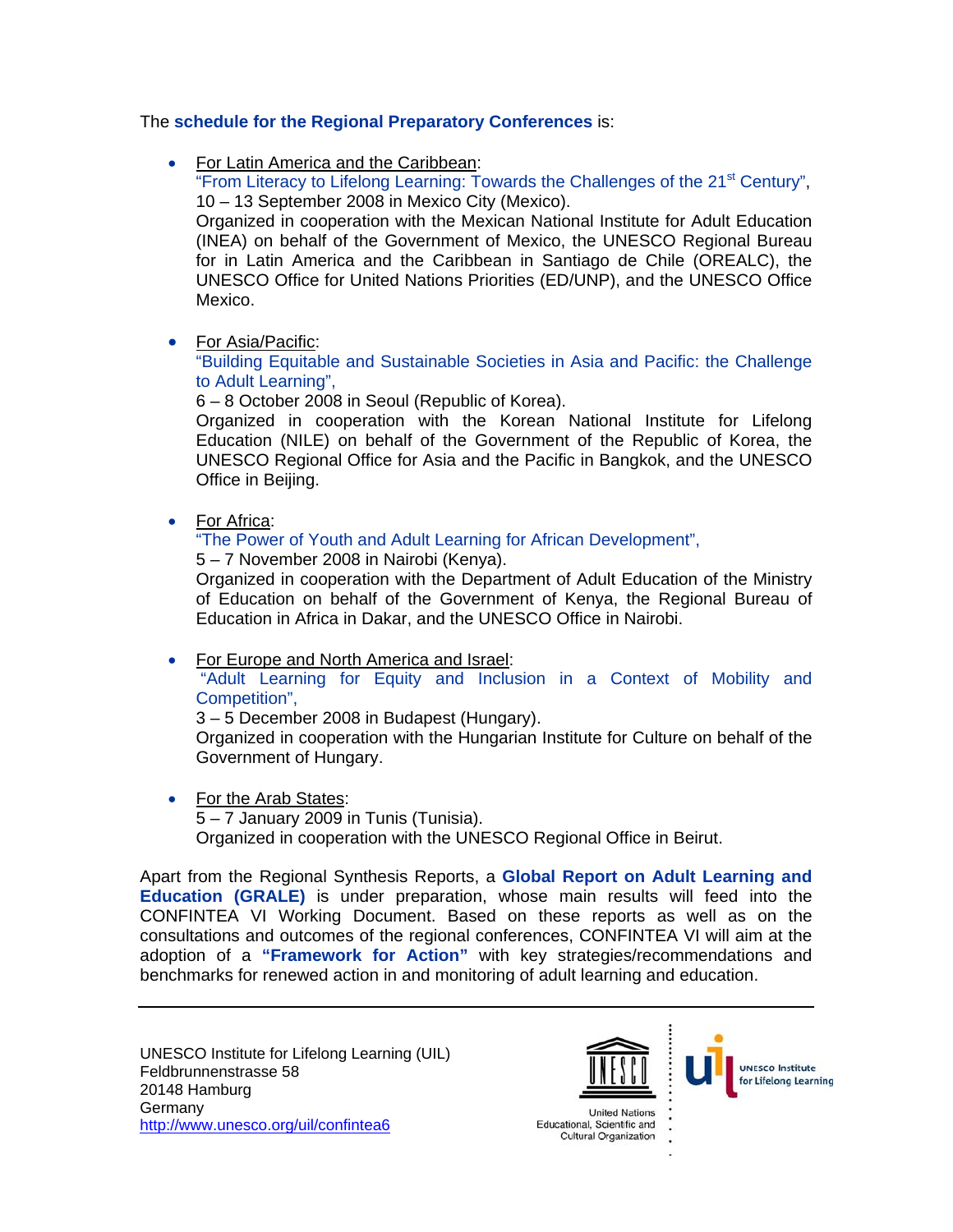The **schedule for the Regional Preparatory Conferences** is:

- For Latin America and the Caribbean:
  "From Literacy to Lifelong Learning: Towards the Challenges of the 21st Century",
  10 – 13 September 2008 in Mexico City (Mexico).
  Organized in cooperation with the Mexican National Institute for Adult Education (INEA) on behalf of the Government of Mexico, the UNESCO Regional Bureau for in Latin America and the Caribbean in Santiago de Chile (OREALC), the UNESCO Office for United Nations Priorities (ED/UNP), and the UNESCO Office Mexico.

- For Asia/Pacific:
  "Building Equitable and Sustainable Societies in Asia and Pacific: the Challenge to Adult Learning",
  6 – 8 October 2008 in Seoul (Republic of Korea).
  Organized in cooperation with the Korean National Institute for Lifelong Education (NILE) on behalf of the Government of the Republic of Korea, the UNESCO Regional Office for Asia and the Pacific in Bangkok, and the UNESCO Office in Beijing.

- For Africa:
  "The Power of Youth and Adult Learning for African Development",
  5 – 7 November 2008 in Nairobi (Kenya).
  Organized in cooperation with the Department of Adult Education of the Ministry of Education on behalf of the Government of Kenya, the Regional Bureau of Education in Africa in Dakar, and the UNESCO Office in Nairobi.

- For Europe and North America and Israel:
  "Adult Learning for Equity and Inclusion in a Context of Mobility and Competition",
  3 – 5 December 2008 in Budapest (Hungary).
  Organized in cooperation with the Hungarian Institute for Culture on behalf of the Government of Hungary.

- For the Arab States:
  5 – 7 January 2009 in Tunis (Tunisia).
  Organized in cooperation with the UNESCO Regional Office in Beirut.

Apart from the Regional Synthesis Reports, a **Global Report on Adult Learning and Education (GRALE)** is under preparation, whose main results will feed into the CONFINTEA VI Working Document. Based on these reports as well as on the consultations and outcomes of the regional conferences, CONFINTEA VI will aim at the adoption of a **"Framework for Action"** with key strategies/recommendations and benchmarks for renewed action in and monitoring of adult learning and education.

---

UNESCO Institute for Lifelong Learning (UIL)
Feldbrunnenstrasse 58
20148 Hamburg
Germany
http://www.unesco.org/uil/confintea6

United Nations Educational, Scientific and Cultural Organization

UNESCO Institute for Lifelong Learning